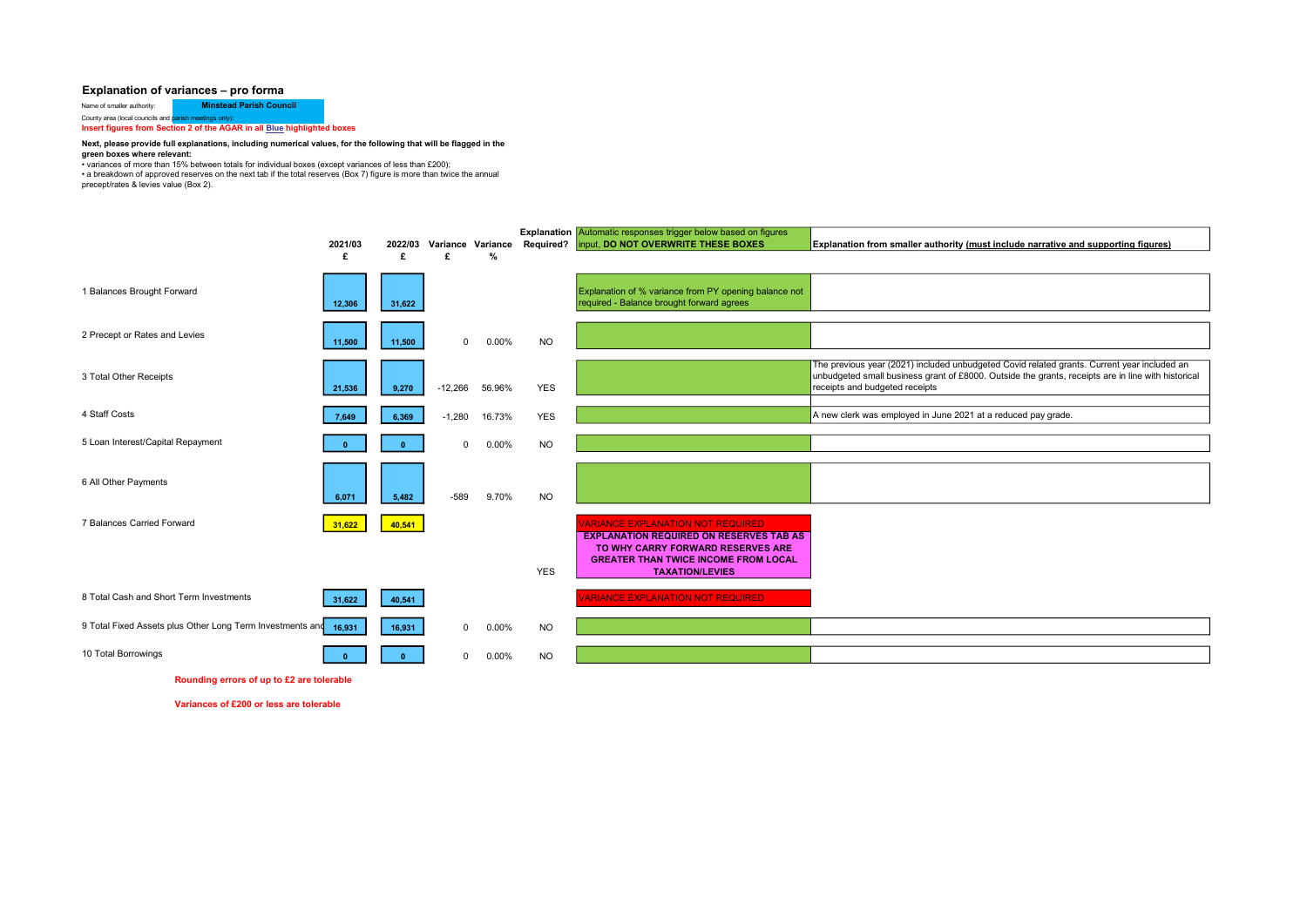## Explanation of variances – pro forma

Name of smaller authority: **Minstead Parish Council**

County area (local councils and parish meetings only):

**Insert figures from Section 2 of the AGAR in all Blue highlighted boxes**

**Next, please provide full explanations, including numerical values, for the following that will be flagged in the green boxes where relevant:**

• variances of more than 15% between totals for individual boxes (except variances of less than £200);

• a breakdown of approved reserves on the next tab if the total reserves (Box 7) figure is more than twice the annual precept/rates & levies value (Box 2).

| | 2021/03 £ | 2022/03 £ | Variance £ | Variance % | Explanation Required? | Automatic responses trigger below based on figures input, **DO NOT OVERWRITE THESE BOXES** | **Explanation from smaller authority (must include narrative and supporting figures)** |
|---|---|---|---|---|---|---|---|
| 1 Balances Brought Forward | 12,306 | 31,622 | | | | Explanation of % variance from PY opening balance not required - Balance brought forward agrees | |
| 2 Precept or Rates and Levies | 11,500 | 11,500 | 0 | 0.00% | NO | | |
| 3 Total Other Receipts | 21,536 | 9,270 | -12,266 | 56.96% | YES | | The previous year (2021) included unbudgeted Covid related grants. Current year included an unbudgeted small business grant of £8000. Outside the grants, receipts are in line with historical receipts and budgeted receipts |
| 4 Staff Costs | 7,649 | 6,369 | -1,280 | 16.73% | YES | | A new clerk was employed in June 2021 at a reduced pay grade. |
| 5 Loan Interest/Capital Repayment | 0 | 0 | 0 | 0.00% | NO | | |
| 6 All Other Payments | 6,071 | 5,482 | -589 | 9.70% | NO | | |
| 7 Balances Carried Forward | 31,622 | 40,541 | | | YES | VARIANCE EXPLANATION NOT REQUIRED<br>**EXPLANATION REQUIRED ON RESERVES TAB AS TO WHY CARRY FORWARD RESERVES ARE GREATER THAN TWICE INCOME FROM LOCAL TAXATION/LEVIES** | |
| 8 Total Cash and Short Term Investments | 31,622 | 40,541 | | | | VARIANCE EXPLANATION NOT REQUIRED | |
| 9 Total Fixed Assets plus Other Long Term Investments and | 16,931 | 16,931 | 0 | 0.00% | NO | | |
| 10 Total Borrowings | 0 | 0 | 0 | 0.00% | NO | | |

**Rounding errors of up to £2 are tolerable**

**Variances of £200 or less are tolerable**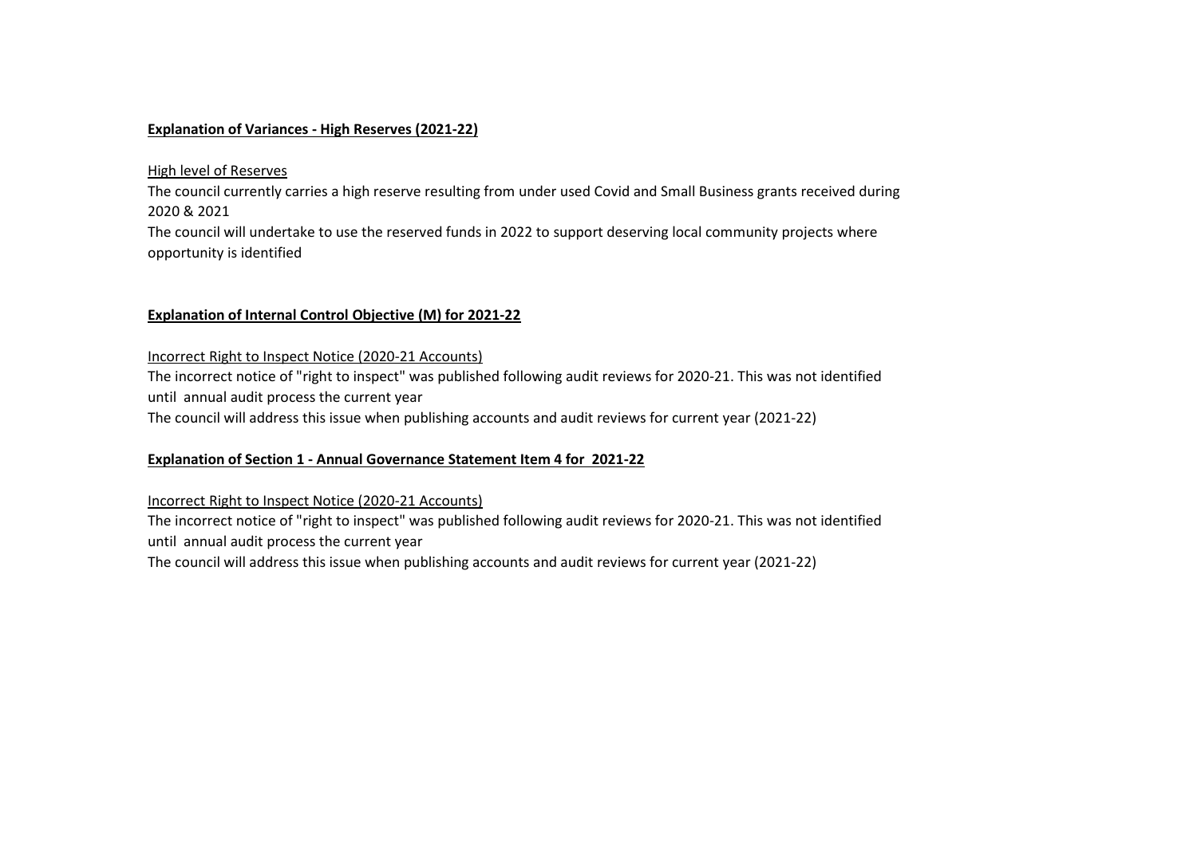**Explanation of Variances - High Reserves (2021-22)**

High level of Reserves

The council currently carries a high reserve resulting from under used Covid and Small Business grants received during 2020 & 2021

The council will undertake to use the reserved funds in 2022 to support deserving local community projects where opportunity is identified

**Explanation of Internal Control Objective (M) for 2021-22**

Incorrect Right to Inspect Notice (2020-21 Accounts)

The incorrect notice of "right to inspect" was published following audit reviews for 2020-21. This was not identified until annual audit process the current year

The council will address this issue when publishing accounts and audit reviews for current year (2021-22)

**Explanation of Section 1 - Annual Governance Statement Item 4 for 2021-22**

Incorrect Right to Inspect Notice (2020-21 Accounts)

The incorrect notice of "right to inspect" was published following audit reviews for 2020-21. This was not identified until annual audit process the current year

The council will address this issue when publishing accounts and audit reviews for current year (2021-22)